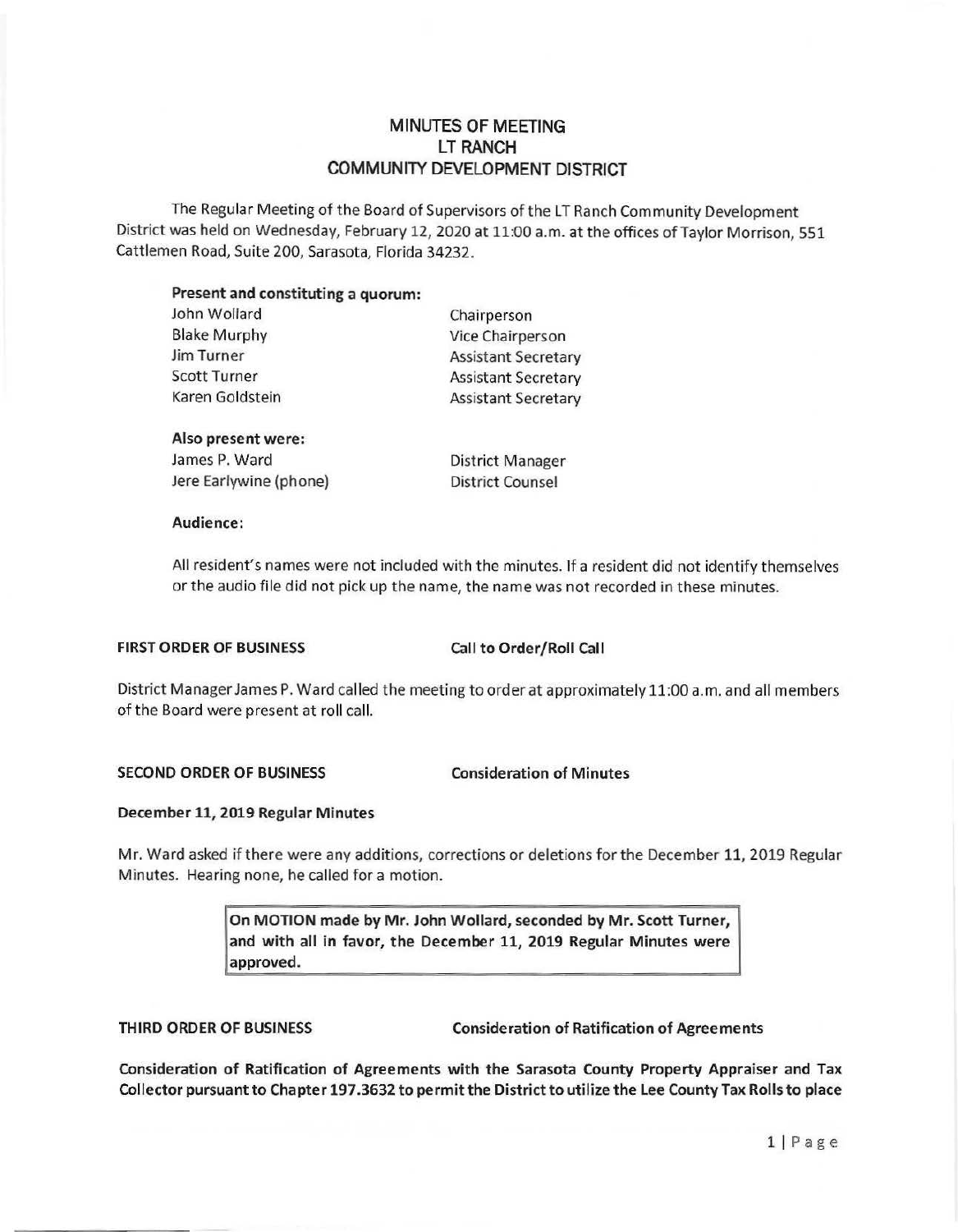# MINUTES OF MEETING
# LT RANCH
# COMMUNITY DEVELOPMENT DISTRICT

The Regular Meeting of the Board of Supervisors of the LT Ranch Community Development District was held on Wednesday, February 12, 2020 at 11:00 a.m. at the offices of Taylor Morrison, 551 Cattlemen Road, Suite 200, Sarasota, Florida 34232.

**Present and constituting a quorum:**

| | |
|---|---|
| John Wollard | Chairperson |
| Blake Murphy | Vice Chairperson |
| Jim Turner | Assistant Secretary |
| Scott Turner | Assistant Secretary |
| Karen Goldstein | Assistant Secretary |

**Also present were:**

| | |
|---|---|
| James P. Ward | District Manager |
| Jere Earlywine (phone) | District Counsel |

**Audience:**

All resident's names were not included with the minutes. If a resident did not identify themselves or the audio file did not pick up the name, the name was not recorded in these minutes.

**FIRST ORDER OF BUSINESS** **Call to Order/Roll Call**

District Manager James P. Ward called the meeting to order at approximately 11:00 a.m. and all members of the Board were present at roll call.

**SECOND ORDER OF BUSINESS** **Consideration of Minutes**

**December 11, 2019 Regular Minutes**

Mr. Ward asked if there were any additions, corrections or deletions for the December 11, 2019 Regular Minutes. Hearing none, he called for a motion.

> **On MOTION made by Mr. John Wollard, seconded by Mr. Scott Turner, and with all in favor, the December 11, 2019 Regular Minutes were approved.**

**THIRD ORDER OF BUSINESS** **Consideration of Ratification of Agreements**

**Consideration of Ratification of Agreements with the Sarasota County Property Appraiser and Tax Collector pursuant to Chapter 197.3632 to permit the District to utilize the Lee County Tax Rolls to place**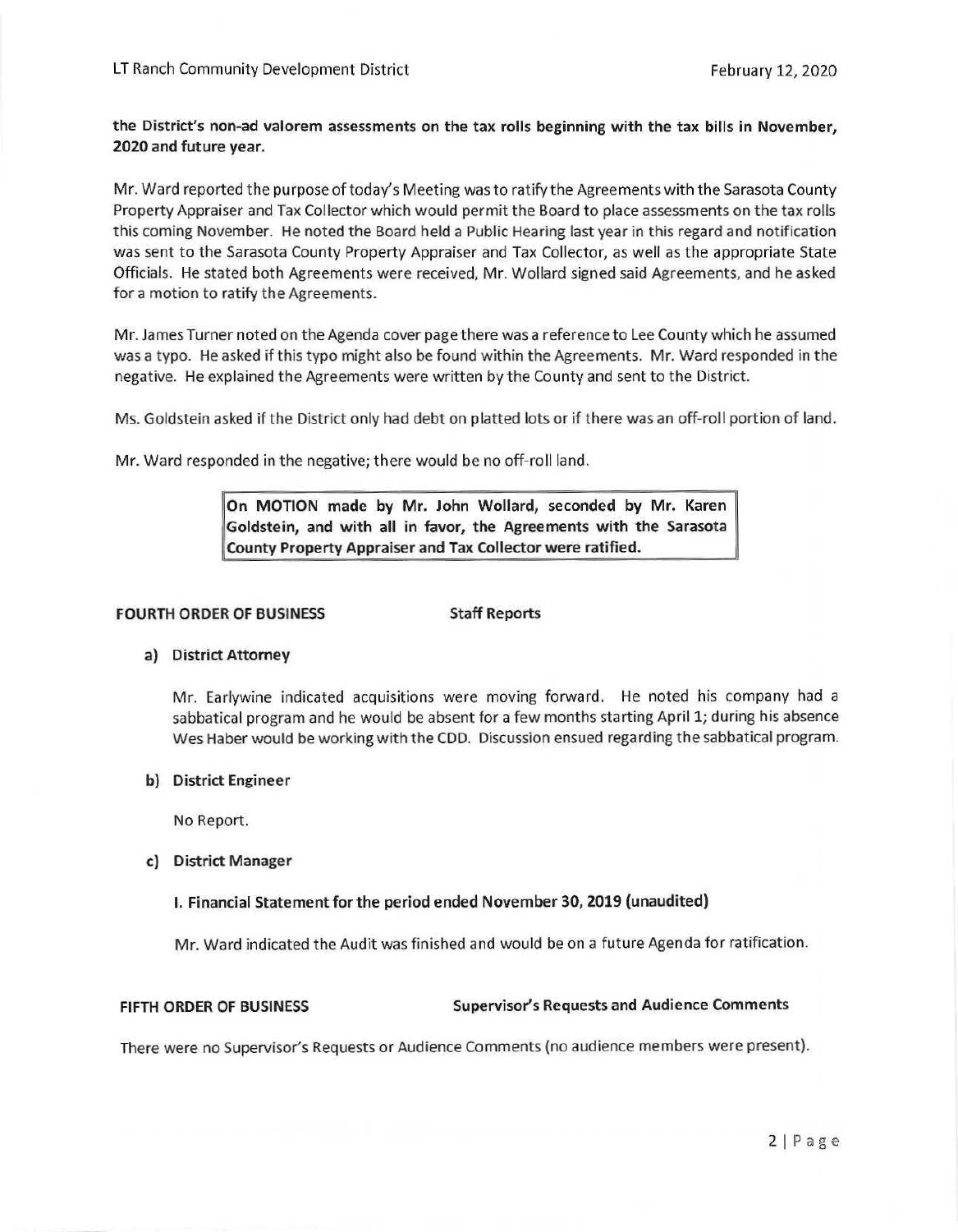**the District's non-ad valorem assessments on the tax rolls beginning with the tax bills in November, 2020 and future year.**

Mr. Ward reported the purpose of today's Meeting was to ratify the Agreements with the Sarasota County Property Appraiser and Tax Collector which would permit the Board to place assessments on the tax rolls this coming November. He noted the Board held a Public Hearing last year in this regard and notification was sent to the Sarasota County Property Appraiser and Tax Collector, as well as the appropriate State Officials. He stated both Agreements were received, Mr. Wollard signed said Agreements, and he asked for a motion to ratify the Agreements.

Mr. James Turner noted on the Agenda cover page there was a reference to Lee County which he assumed was a typo. He asked if this typo might also be found within the Agreements. Mr. Ward responded in the negative. He explained the Agreements were written by the County and sent to the District.

Ms. Goldstein asked if the District only had debt on platted lots or if there was an off-roll portion of land.

Mr. Ward responded in the negative; there would be no off-roll land.

> **On MOTION made by Mr. John Wollard, seconded by Mr. Karen Goldstein, and with all in favor, the Agreements with the Sarasota County Property Appraiser and Tax Collector were ratified.**

**FOURTH ORDER OF BUSINESS** **Staff Reports**

**a) District Attorney**

Mr. Earlywine indicated acquisitions were moving forward. He noted his company had a sabbatical program and he would be absent for a few months starting April 1; during his absence Wes Haber would be working with the CDD. Discussion ensued regarding the sabbatical program.

**b) District Engineer**

No Report.

**c) District Manager**

**I. Financial Statement for the period ended November 30, 2019 (unaudited)**

Mr. Ward indicated the Audit was finished and would be on a future Agenda for ratification.

**FIFTH ORDER OF BUSINESS** **Supervisor's Requests and Audience Comments**

There were no Supervisor's Requests or Audience Comments (no audience members were present).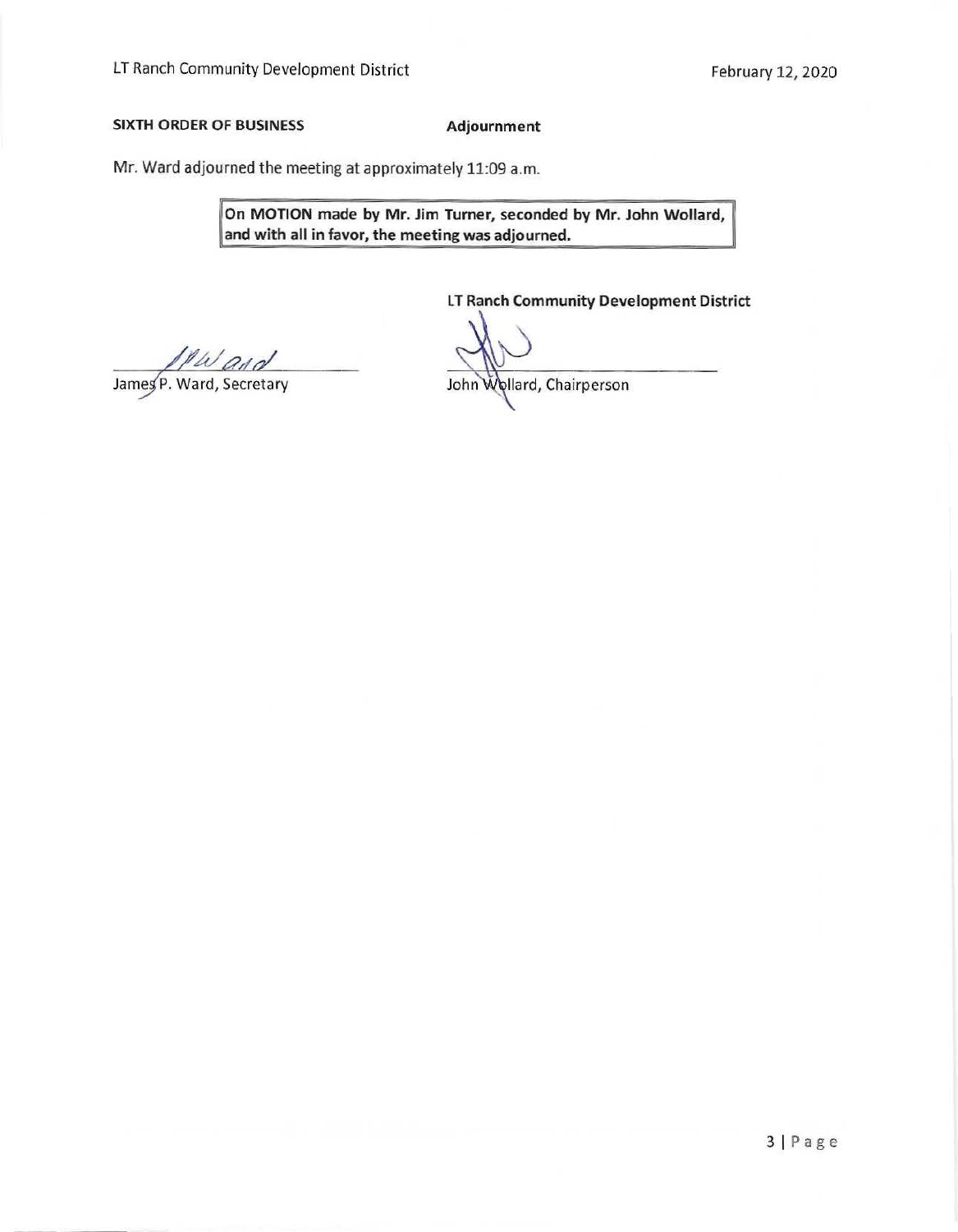**SIXTH ORDER OF BUSINESS** **Adjournment**

Mr. Ward adjourned the meeting at approximately 11:09 a.m.

> **On MOTION made by Mr. Jim Turner, seconded by Mr. John Wollard, and with all in favor, the meeting was adjourned.**

**LT Ranch Community Development District**

James P. Ward, Secretary

John Wollard, Chairperson